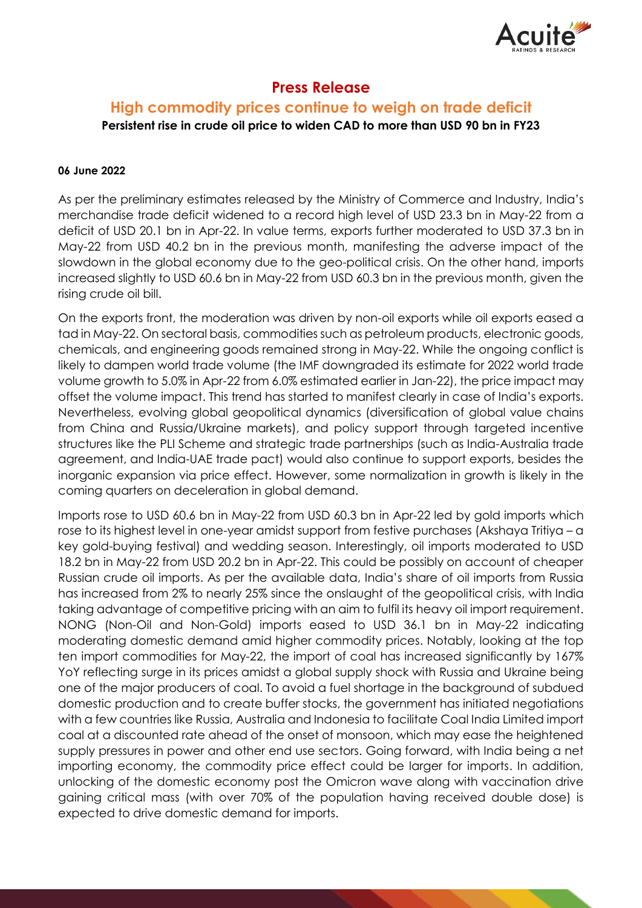# Press Release

## High commodity prices continue to weigh on trade deficit

**Persistent rise in crude oil price to widen CAD to more than USD 90 bn in FY23**

**06 June 2022**

As per the preliminary estimates released by the Ministry of Commerce and Industry, India's merchandise trade deficit widened to a record high level of USD 23.3 bn in May-22 from a deficit of USD 20.1 bn in Apr-22. In value terms, exports further moderated to USD 37.3 bn in May-22 from USD 40.2 bn in the previous month, manifesting the adverse impact of the slowdown in the global economy due to the geo-political crisis. On the other hand, imports increased slightly to USD 60.6 bn in May-22 from USD 60.3 bn in the previous month, given the rising crude oil bill.

On the exports front, the moderation was driven by non-oil exports while oil exports eased a tad in May-22. On sectoral basis, commodities such as petroleum products, electronic goods, chemicals, and engineering goods remained strong in May-22. While the ongoing conflict is likely to dampen world trade volume (the IMF downgraded its estimate for 2022 world trade volume growth to 5.0% in Apr-22 from 6.0% estimated earlier in Jan-22), the price impact may offset the volume impact. This trend has started to manifest clearly in case of India's exports. Nevertheless, evolving global geopolitical dynamics (diversification of global value chains from China and Russia/Ukraine markets), and policy support through targeted incentive structures like the PLI Scheme and strategic trade partnerships (such as India-Australia trade agreement, and India-UAE trade pact) would also continue to support exports, besides the inorganic expansion via price effect. However, some normalization in growth is likely in the coming quarters on deceleration in global demand.

Imports rose to USD 60.6 bn in May-22 from USD 60.3 bn in Apr-22 led by gold imports which rose to its highest level in one-year amidst support from festive purchases (Akshaya Tritiya – a key gold-buying festival) and wedding season. Interestingly, oil imports moderated to USD 18.2 bn in May-22 from USD 20.2 bn in Apr-22. This could be possibly on account of cheaper Russian crude oil imports. As per the available data, India's share of oil imports from Russia has increased from 2% to nearly 25% since the onslaught of the geopolitical crisis, with India taking advantage of competitive pricing with an aim to fulfil its heavy oil import requirement. NONG (Non-Oil and Non-Gold) imports eased to USD 36.1 bn in May-22 indicating moderating domestic demand amid higher commodity prices. Notably, looking at the top ten import commodities for May-22, the import of coal has increased significantly by 167% YoY reflecting surge in its prices amidst a global supply shock with Russia and Ukraine being one of the major producers of coal. To avoid a fuel shortage in the background of subdued domestic production and to create buffer stocks, the government has initiated negotiations with a few countries like Russia, Australia and Indonesia to facilitate Coal India Limited import coal at a discounted rate ahead of the onset of monsoon, which may ease the heightened supply pressures in power and other end use sectors. Going forward, with India being a net importing economy, the commodity price effect could be larger for imports. In addition, unlocking of the domestic economy post the Omicron wave along with vaccination drive gaining critical mass (with over 70% of the population having received double dose) is expected to drive domestic demand for imports.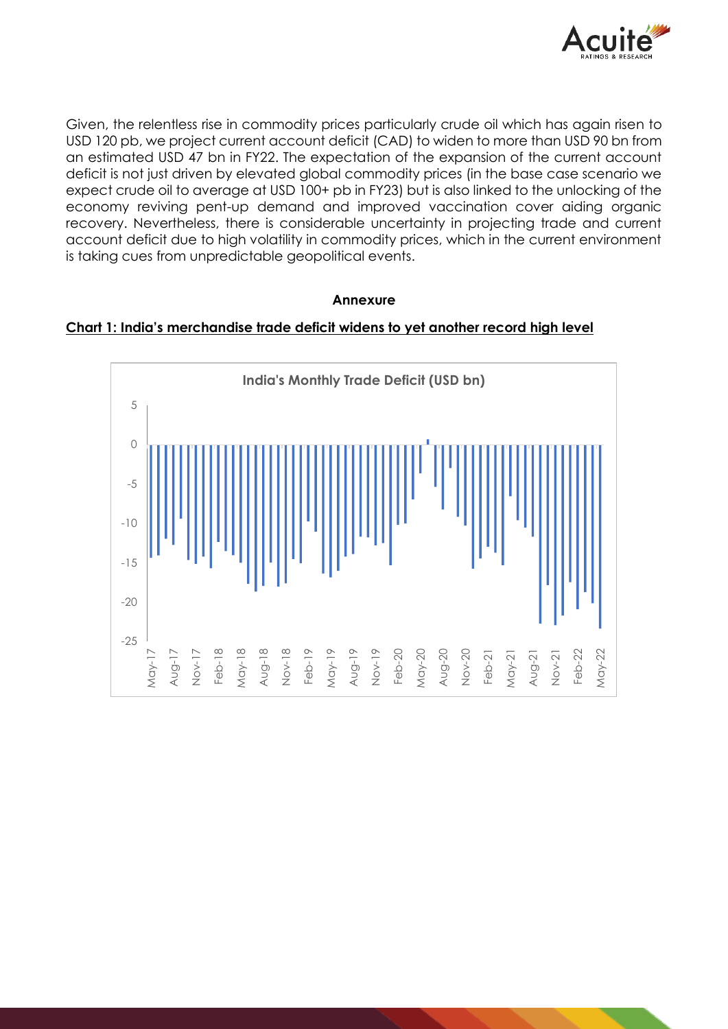Given, the relentless rise in commodity prices particularly crude oil which has again risen to USD 120 pb, we project current account deficit (CAD) to widen to more than USD 90 bn from an estimated USD 47 bn in FY22. The expectation of the expansion of the current account deficit is not just driven by elevated global commodity prices (in the base case scenario we expect crude oil to average at USD 100+ pb in FY23) but is also linked to the unlocking of the economy reviving pent-up demand and improved vaccination cover aiding organic recovery. Nevertheless, there is considerable uncertainty in projecting trade and current account deficit due to high volatility in commodity prices, which in the current environment is taking cues from unpredictable geopolitical events.

**Annexure**

**Chart 1: India's merchandise trade deficit widens to yet another record high level**

India's Monthly Trade Deficit (USD bn)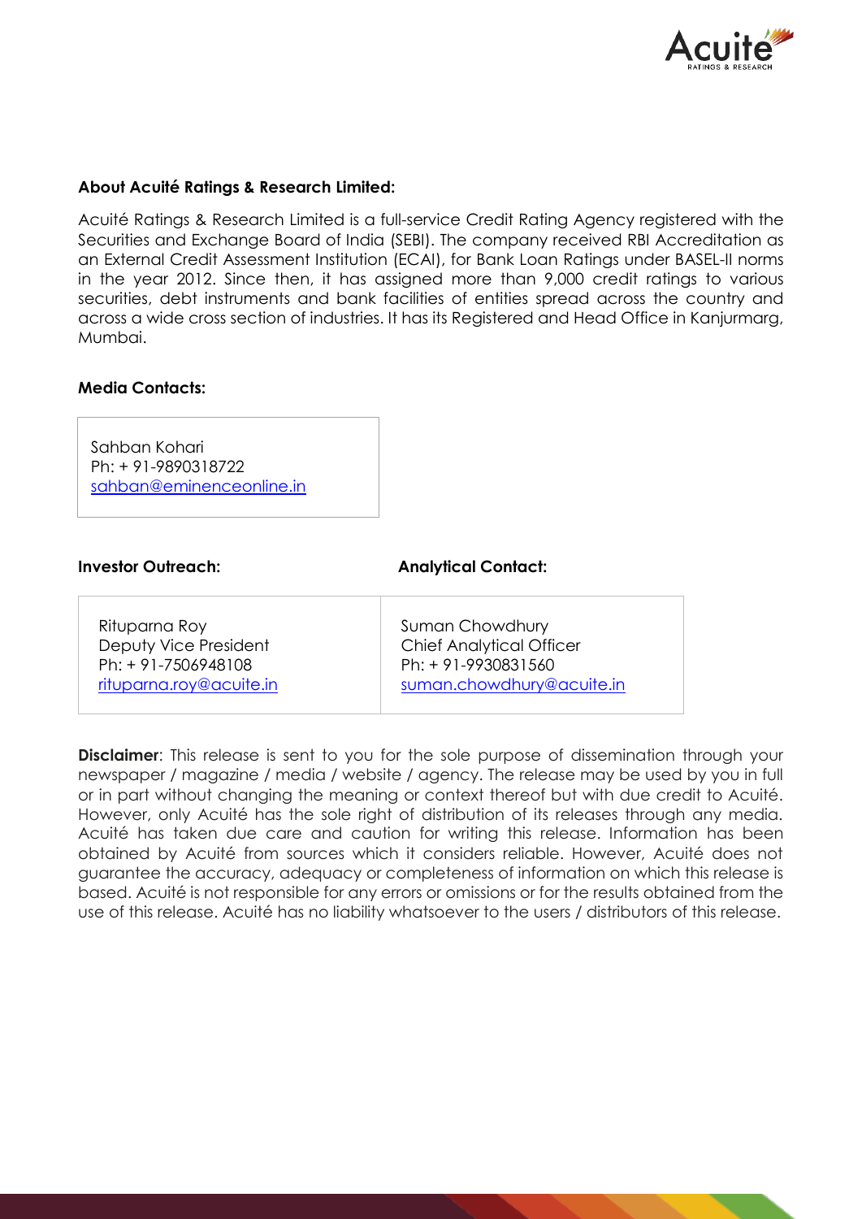**About Acuité Ratings & Research Limited:**

Acuité Ratings & Research Limited is a full-service Credit Rating Agency registered with the Securities and Exchange Board of India (SEBI). The company received RBI Accreditation as an External Credit Assessment Institution (ECAI), for Bank Loan Ratings under BASEL-II norms in the year 2012. Since then, it has assigned more than 9,000 credit ratings to various securities, debt instruments and bank facilities of entities spread across the country and across a wide cross section of industries. It has its Registered and Head Office in Kanjurmarg, Mumbai.

**Media Contacts:**

Sahban Kohari
Ph: + 91-9890318722
sahban@eminenceonline.in

| **Investor Outreach:** | **Analytical Contact:** |
|---|---|
| Rituparna Roy<br>Deputy Vice President<br>Ph: + 91-7506948108<br>rituparna.roy@acuite.in | Suman Chowdhury<br>Chief Analytical Officer<br>Ph: + 91-9930831560<br>suman.chowdhury@acuite.in |

**Disclaimer**: This release is sent to you for the sole purpose of dissemination through your newspaper / magazine / media / website / agency. The release may be used by you in full or in part without changing the meaning or context thereof but with due credit to Acuité. However, only Acuité has the sole right of distribution of its releases through any media. Acuité has taken due care and caution for writing this release. Information has been obtained by Acuité from sources which it considers reliable. However, Acuité does not guarantee the accuracy, adequacy or completeness of information on which this release is based. Acuité is not responsible for any errors or omissions or for the results obtained from the use of this release. Acuité has no liability whatsoever to the users / distributors of this release.